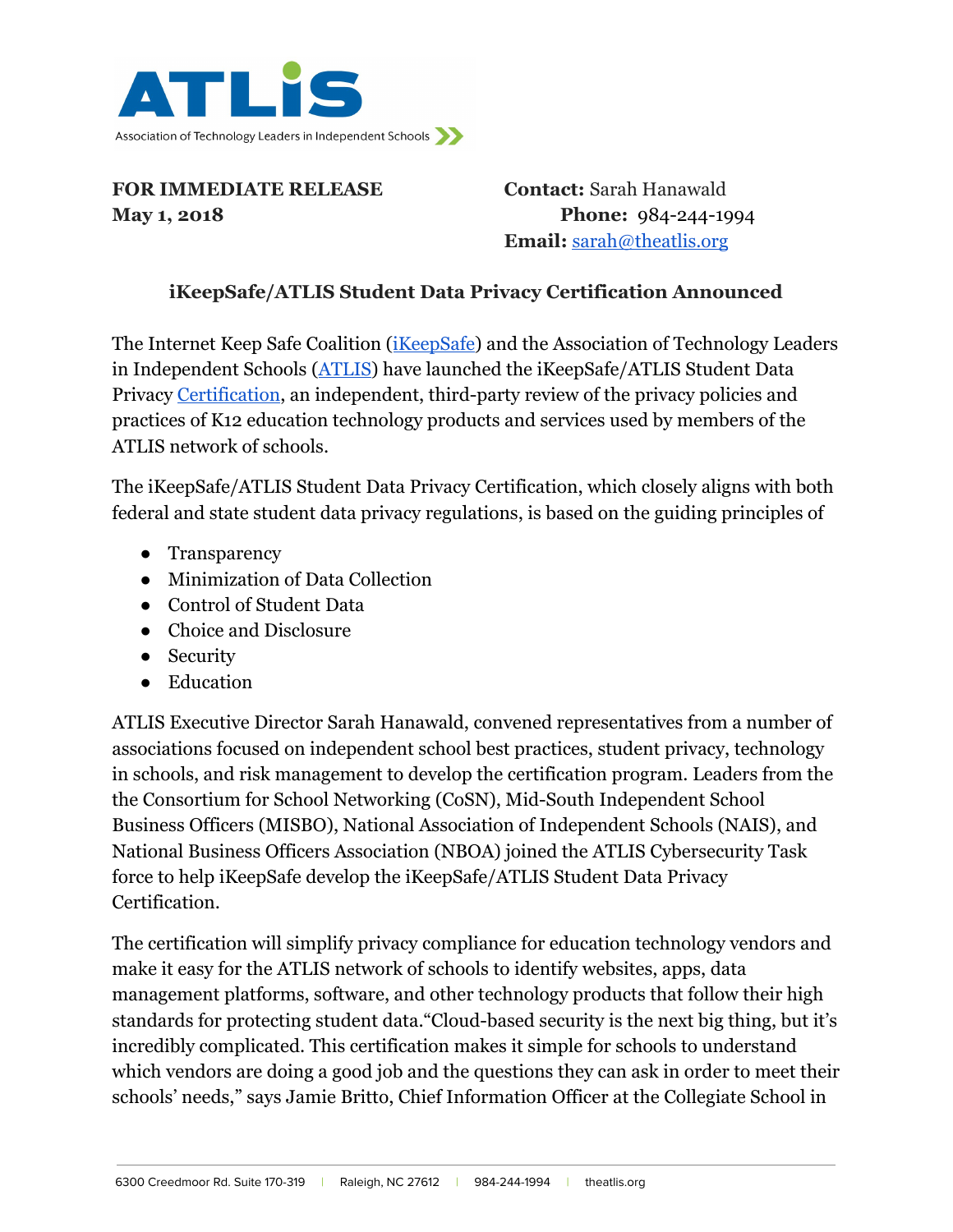ATLIS

Association of Technology Leaders in Independent Schools

**FOR IMMEDIATE RELEASE**
**May 1, 2018**

**Contact:** Sarah Hanawald
**Phone:** 984-244-1994
**Email:** sarah@theatlis.org

### iKeepSafe/ATLIS Student Data Privacy Certification Announced

The Internet Keep Safe Coalition (iKeepSafe) and the Association of Technology Leaders in Independent Schools (ATLIS) have launched the iKeepSafe/ATLIS Student Data Privacy Certification, an independent, third-party review of the privacy policies and practices of K12 education technology products and services used by members of the ATLIS network of schools.

The iKeepSafe/ATLIS Student Data Privacy Certification, which closely aligns with both federal and state student data privacy regulations, is based on the guiding principles of

- Transparency
- Minimization of Data Collection
- Control of Student Data
- Choice and Disclosure
- Security
- Education

ATLIS Executive Director Sarah Hanawald, convened representatives from a number of associations focused on independent school best practices, student privacy, technology in schools, and risk management to develop the certification program. Leaders from the the Consortium for School Networking (CoSN), Mid-South Independent School Business Officers (MISBO), National Association of Independent Schools (NAIS), and National Business Officers Association (NBOA) joined the ATLIS Cybersecurity Task force to help iKeepSafe develop the iKeepSafe/ATLIS Student Data Privacy Certification.

The certification will simplify privacy compliance for education technology vendors and make it easy for the ATLIS network of schools to identify websites, apps, data management platforms, software, and other technology products that follow their high standards for protecting student data."Cloud-based security is the next big thing, but it's incredibly complicated. This certification makes it simple for schools to understand which vendors are doing a good job and the questions they can ask in order to meet their schools' needs," says Jamie Britto, Chief Information Officer at the Collegiate School in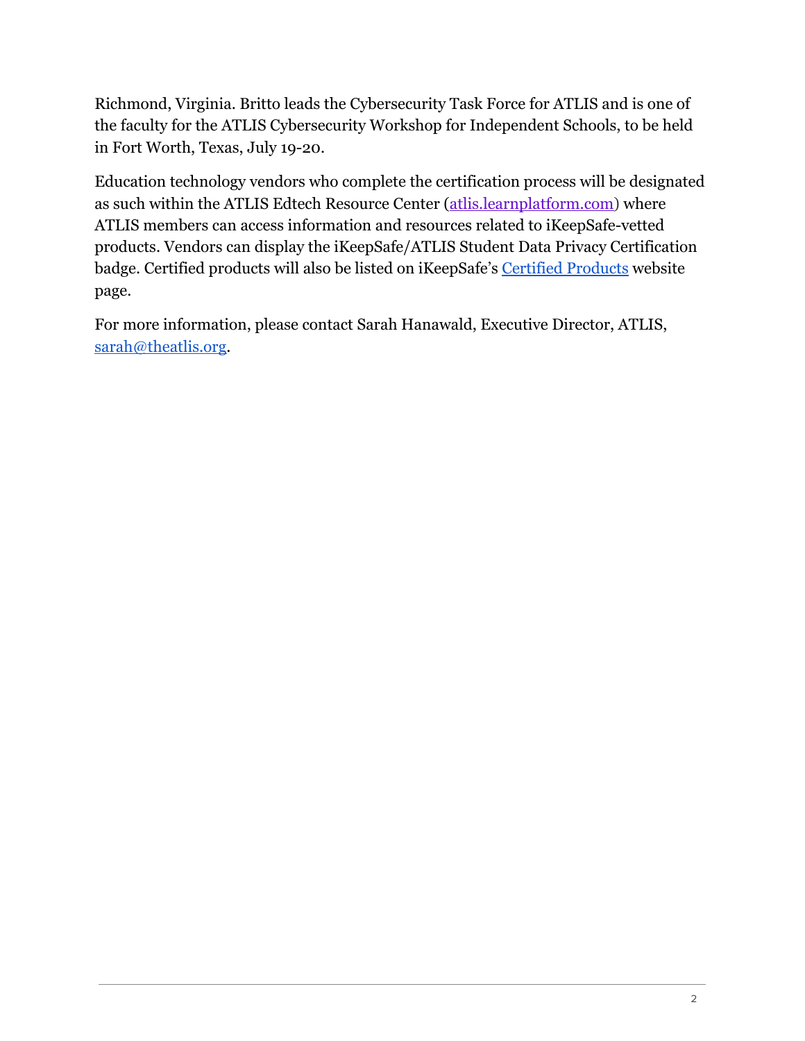Richmond, Virginia. Britto leads the Cybersecurity Task Force for ATLIS and is one of the faculty for the ATLIS Cybersecurity Workshop for Independent Schools, to be held in Fort Worth, Texas, July 19-20.

Education technology vendors who complete the certification process will be designated as such within the ATLIS Edtech Resource Center (atlis.learnplatform.com) where ATLIS members can access information and resources related to iKeepSafe-vetted products. Vendors can display the iKeepSafe/ATLIS Student Data Privacy Certification badge. Certified products will also be listed on iKeepSafe's Certified Products website page.

For more information, please contact Sarah Hanawald, Executive Director, ATLIS, sarah@theatlis.org.